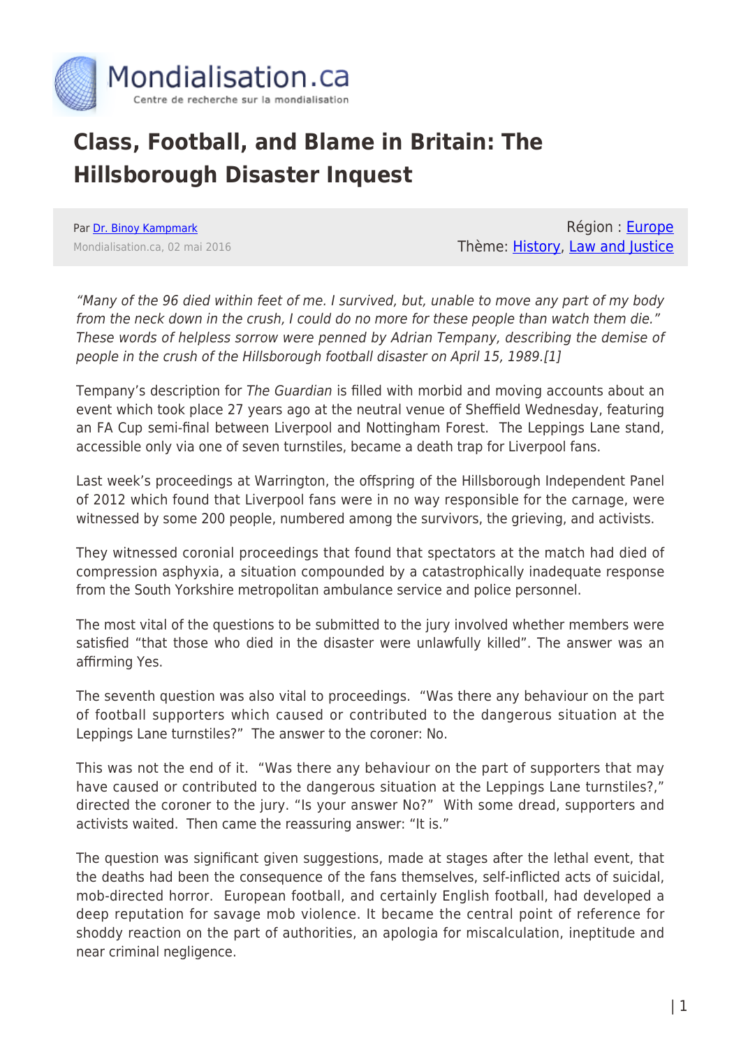# Class, Football, and Blame in Britain: The Hillsborough Disaster Inquest

Par Dr. Binoy Kampmark

Mondialisation.ca, 02 mai 2016

Région : Europe
Thème: History, Law and Justice

*"Many of the 96 died within feet of me. I survived, but, unable to move any part of my body from the neck down in the crush, I could do no more for these people than watch them die." These words of helpless sorrow were penned by Adrian Tempany, describing the demise of people in the crush of the Hillsborough football disaster on April 15, 1989.[1]*

Tempany's description for *The Guardian* is filled with morbid and moving accounts about an event which took place 27 years ago at the neutral venue of Sheffield Wednesday, featuring an FA Cup semi-final between Liverpool and Nottingham Forest. The Leppings Lane stand, accessible only via one of seven turnstiles, became a death trap for Liverpool fans.

Last week's proceedings at Warrington, the offspring of the Hillsborough Independent Panel of 2012 which found that Liverpool fans were in no way responsible for the carnage, were witnessed by some 200 people, numbered among the survivors, the grieving, and activists.

They witnessed coronial proceedings that found that spectators at the match had died of compression asphyxia, a situation compounded by a catastrophically inadequate response from the South Yorkshire metropolitan ambulance service and police personnel.

The most vital of the questions to be submitted to the jury involved whether members were satisfied "that those who died in the disaster were unlawfully killed". The answer was an affirming Yes.

The seventh question was also vital to proceedings. "Was there any behaviour on the part of football supporters which caused or contributed to the dangerous situation at the Leppings Lane turnstiles?" The answer to the coroner: No.

This was not the end of it. "Was there any behaviour on the part of supporters that may have caused or contributed to the dangerous situation at the Leppings Lane turnstiles?," directed the coroner to the jury. "Is your answer No?" With some dread, supporters and activists waited. Then came the reassuring answer: "It is."

The question was significant given suggestions, made at stages after the lethal event, that the deaths had been the consequence of the fans themselves, self-inflicted acts of suicidal, mob-directed horror. European football, and certainly English football, had developed a deep reputation for savage mob violence. It became the central point of reference for shoddy reaction on the part of authorities, an apologia for miscalculation, ineptitude and near criminal negligence.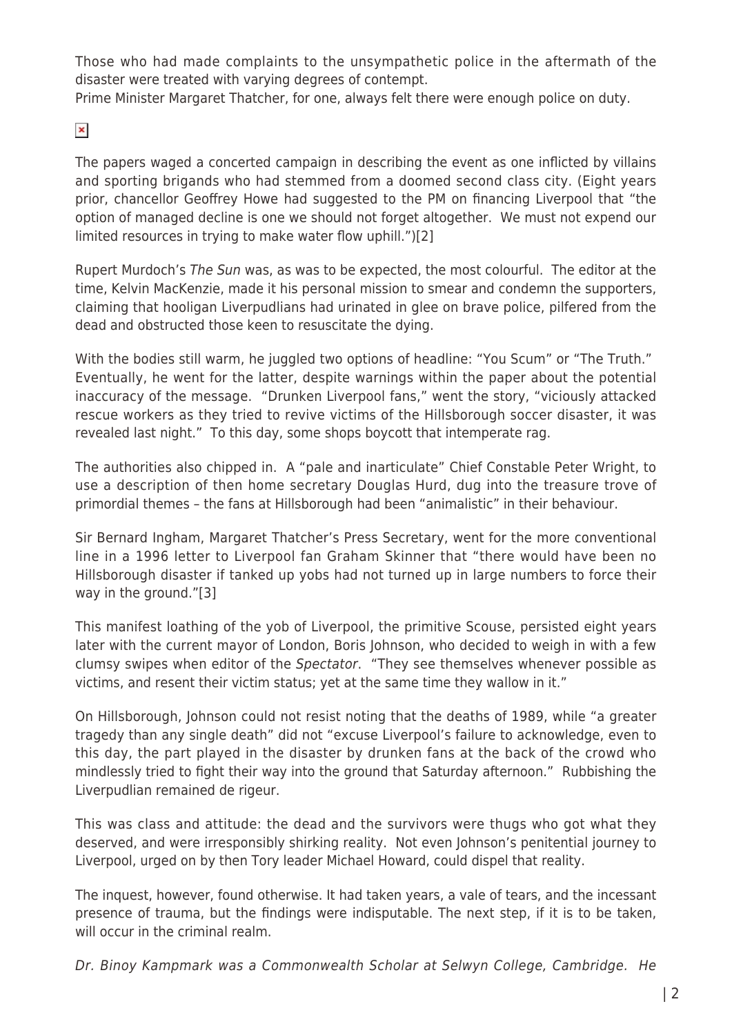Those who had made complaints to the unsympathetic police in the aftermath of the disaster were treated with varying degrees of contempt.
Prime Minister Margaret Thatcher, for one, always felt there were enough police on duty.

The papers waged a concerted campaign in describing the event as one inflicted by villains and sporting brigands who had stemmed from a doomed second class city. (Eight years prior, chancellor Geoffrey Howe had suggested to the PM on financing Liverpool that "the option of managed decline is one we should not forget altogether. We must not expend our limited resources in trying to make water flow uphill.")[2]

Rupert Murdoch's *The Sun* was, as was to be expected, the most colourful. The editor at the time, Kelvin MacKenzie, made it his personal mission to smear and condemn the supporters, claiming that hooligan Liverpudlians had urinated in glee on brave police, pilfered from the dead and obstructed those keen to resuscitate the dying.

With the bodies still warm, he juggled two options of headline: "You Scum" or "The Truth." Eventually, he went for the latter, despite warnings within the paper about the potential inaccuracy of the message. "Drunken Liverpool fans," went the story, "viciously attacked rescue workers as they tried to revive victims of the Hillsborough soccer disaster, it was revealed last night." To this day, some shops boycott that intemperate rag.

The authorities also chipped in. A "pale and inarticulate" Chief Constable Peter Wright, to use a description of then home secretary Douglas Hurd, dug into the treasure trove of primordial themes – the fans at Hillsborough had been "animalistic" in their behaviour.

Sir Bernard Ingham, Margaret Thatcher's Press Secretary, went for the more conventional line in a 1996 letter to Liverpool fan Graham Skinner that "there would have been no Hillsborough disaster if tanked up yobs had not turned up in large numbers to force their way in the ground."[3]

This manifest loathing of the yob of Liverpool, the primitive Scouse, persisted eight years later with the current mayor of London, Boris Johnson, who decided to weigh in with a few clumsy swipes when editor of the *Spectator*. "They see themselves whenever possible as victims, and resent their victim status; yet at the same time they wallow in it."

On Hillsborough, Johnson could not resist noting that the deaths of 1989, while "a greater tragedy than any single death" did not "excuse Liverpool's failure to acknowledge, even to this day, the part played in the disaster by drunken fans at the back of the crowd who mindlessly tried to fight their way into the ground that Saturday afternoon." Rubbishing the Liverpudlian remained de rigeur.

This was class and attitude: the dead and the survivors were thugs who got what they deserved, and were irresponsibly shirking reality. Not even Johnson's penitential journey to Liverpool, urged on by then Tory leader Michael Howard, could dispel that reality.

The inquest, however, found otherwise. It had taken years, a vale of tears, and the incessant presence of trauma, but the findings were indisputable. The next step, if it is to be taken, will occur in the criminal realm.

*Dr. Binoy Kampmark was a Commonwealth Scholar at Selwyn College, Cambridge. He*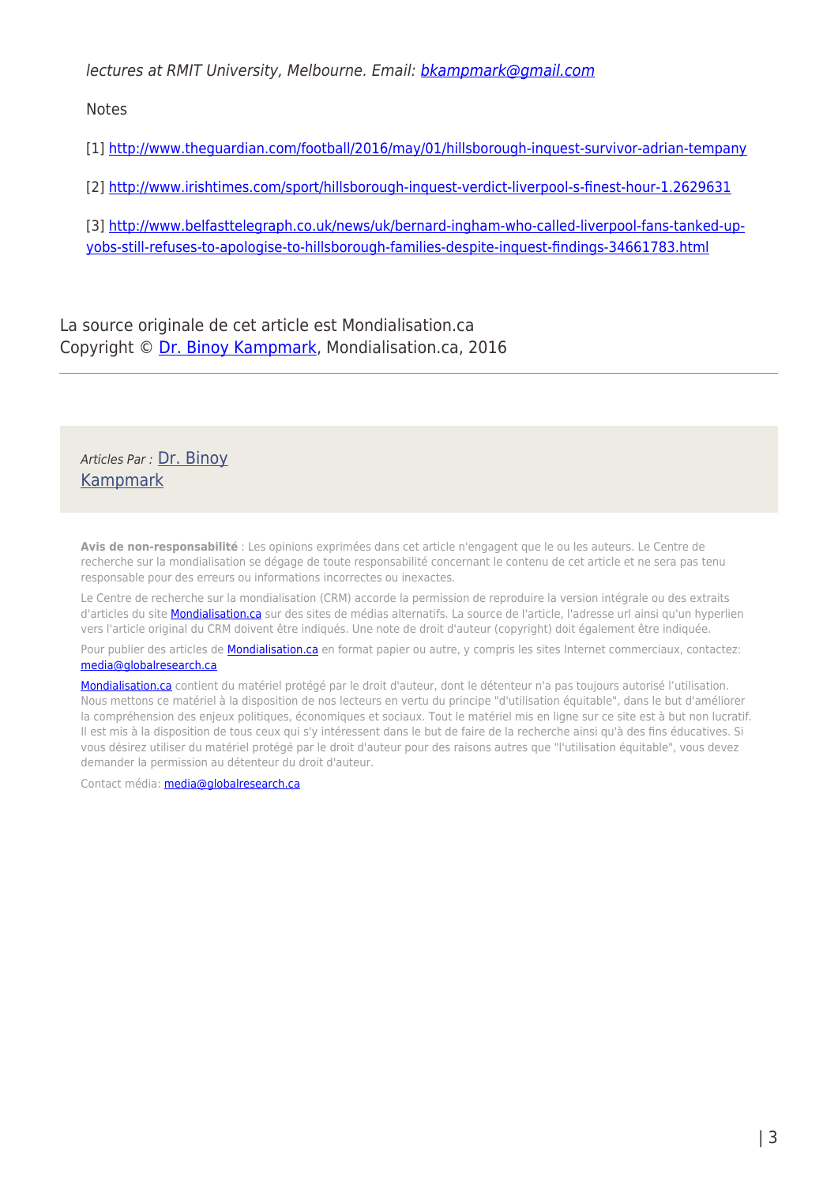*lectures at RMIT University, Melbourne. Email: bkampmark@gmail.com*

Notes

[1] http://www.theguardian.com/football/2016/may/01/hillsborough-inquest-survivor-adrian-tempany

[2] http://www.irishtimes.com/sport/hillsborough-inquest-verdict-liverpool-s-finest-hour-1.2629631

[3] http://www.belfasttelegraph.co.uk/news/uk/bernard-ingham-who-called-liverpool-fans-tanked-up-yobs-still-refuses-to-apologise-to-hillsborough-families-despite-inquest-findings-34661783.html

La source originale de cet article est Mondialisation.ca
Copyright © Dr. Binoy Kampmark, Mondialisation.ca, 2016

---

*Articles Par :* Dr. Binoy Kampmark

**Avis de non-responsabilité** : Les opinions exprimées dans cet article n'engagent que le ou les auteurs. Le Centre de recherche sur la mondialisation se dégage de toute responsabilité concernant le contenu de cet article et ne sera pas tenu responsable pour des erreurs ou informations incorrectes ou inexactes.

Le Centre de recherche sur la mondialisation (CRM) accorde la permission de reproduire la version intégrale ou des extraits d'articles du site Mondialisation.ca sur des sites de médias alternatifs. La source de l'article, l'adresse url ainsi qu'un hyperlien vers l'article original du CRM doivent être indiqués. Une note de droit d'auteur (copyright) doit également être indiquée.

Pour publier des articles de Mondialisation.ca en format papier ou autre, y compris les sites Internet commerciaux, contactez: media@globalresearch.ca

Mondialisation.ca contient du matériel protégé par le droit d'auteur, dont le détenteur n'a pas toujours autorisé l'utilisation. Nous mettons ce matériel à la disposition de nos lecteurs en vertu du principe "d'utilisation équitable", dans le but d'améliorer la compréhension des enjeux politiques, économiques et sociaux. Tout le matériel mis en ligne sur ce site est à but non lucratif. Il est mis à la disposition de tous ceux qui s'y intéressent dans le but de faire de la recherche ainsi qu'à des fins éducatives. Si vous désirez utiliser du matériel protégé par le droit d'auteur pour des raisons autres que "l'utilisation équitable", vous devez demander la permission au détenteur du droit d'auteur.

Contact média: media@globalresearch.ca